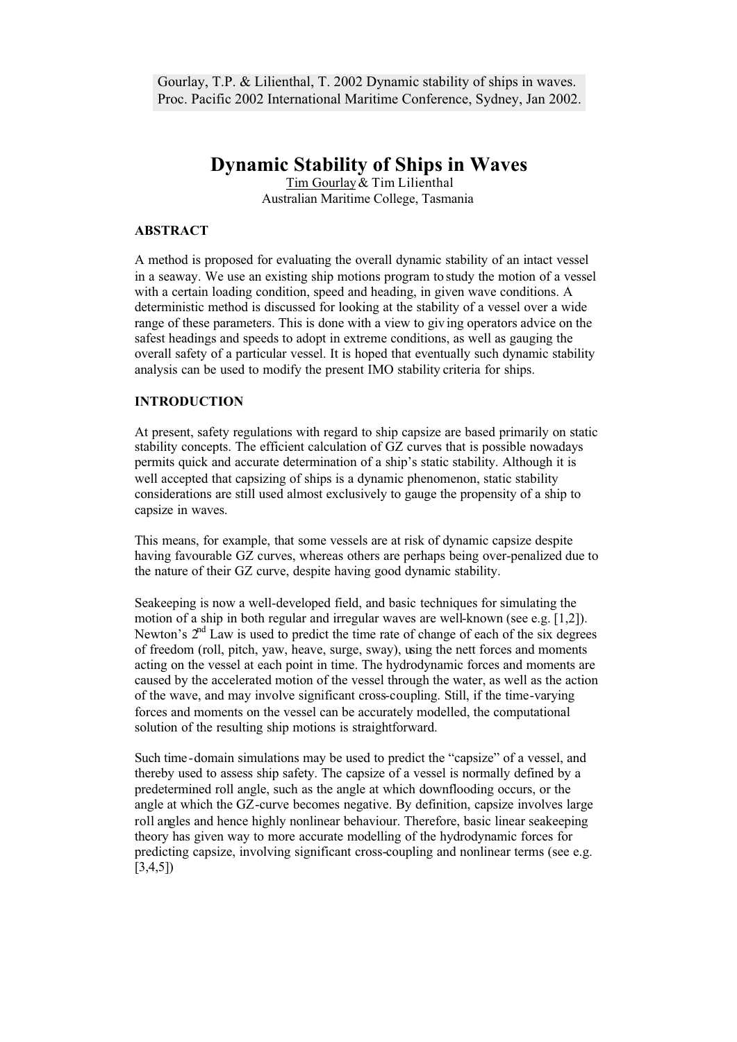Gourlay, T.P. & Lilienthal, T. 2002 Dynamic stability of ships in waves. Proc. Pacific 2002 International Maritime Conference, Sydney, Jan 2002.

# Dynamic Stability of Ships in Waves

Tim Gourlay & Tim Lilienthal
Australian Maritime College, Tasmania

## ABSTRACT

A method is proposed for evaluating the overall dynamic stability of an intact vessel in a seaway. We use an existing ship motions program to study the motion of a vessel with a certain loading condition, speed and heading, in given wave conditions. A deterministic method is discussed for looking at the stability of a vessel over a wide range of these parameters. This is done with a view to giving operators advice on the safest headings and speeds to adopt in extreme conditions, as well as gauging the overall safety of a particular vessel. It is hoped that eventually such dynamic stability analysis can be used to modify the present IMO stability criteria for ships.

## INTRODUCTION

At present, safety regulations with regard to ship capsize are based primarily on static stability concepts. The efficient calculation of GZ curves that is possible nowadays permits quick and accurate determination of a ship's static stability. Although it is well accepted that capsizing of ships is a dynamic phenomenon, static stability considerations are still used almost exclusively to gauge the propensity of a ship to capsize in waves.

This means, for example, that some vessels are at risk of dynamic capsize despite having favourable GZ curves, whereas others are perhaps being over-penalized due to the nature of their GZ curve, despite having good dynamic stability.

Seakeeping is now a well-developed field, and basic techniques for simulating the motion of a ship in both regular and irregular waves are well-known (see e.g. [1,2]). Newton's 2nd Law is used to predict the time rate of change of each of the six degrees of freedom (roll, pitch, yaw, heave, surge, sway), using the nett forces and moments acting on the vessel at each point in time. The hydrodynamic forces and moments are caused by the accelerated motion of the vessel through the water, as well as the action of the wave, and may involve significant cross-coupling. Still, if the time-varying forces and moments on the vessel can be accurately modelled, the computational solution of the resulting ship motions is straightforward.

Such time-domain simulations may be used to predict the "capsize" of a vessel, and thereby used to assess ship safety. The capsize of a vessel is normally defined by a predetermined roll angle, such as the angle at which downflooding occurs, or the angle at which the GZ-curve becomes negative. By definition, capsize involves large roll angles and hence highly nonlinear behaviour. Therefore, basic linear seakeeping theory has given way to more accurate modelling of the hydrodynamic forces for predicting capsize, involving significant cross-coupling and nonlinear terms (see e.g. [3,4,5])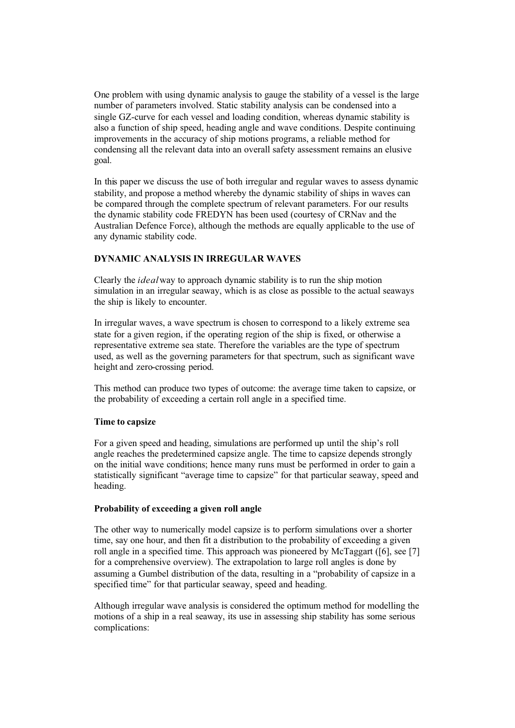One problem with using dynamic analysis to gauge the stability of a vessel is the large number of parameters involved. Static stability analysis can be condensed into a single GZ-curve for each vessel and loading condition, whereas dynamic stability is also a function of ship speed, heading angle and wave conditions. Despite continuing improvements in the accuracy of ship motions programs, a reliable method for condensing all the relevant data into an overall safety assessment remains an elusive goal.

In this paper we discuss the use of both irregular and regular waves to assess dynamic stability, and propose a method whereby the dynamic stability of ships in waves can be compared through the complete spectrum of relevant parameters. For our results the dynamic stability code FREDYN has been used (courtesy of CRNav and the Australian Defence Force), although the methods are equally applicable to the use of any dynamic stability code.

## DYNAMIC ANALYSIS IN IRREGULAR WAVES

Clearly the *ideal* way to approach dynamic stability is to run the ship motion simulation in an irregular seaway, which is as close as possible to the actual seaways the ship is likely to encounter.

In irregular waves, a wave spectrum is chosen to correspond to a likely extreme sea state for a given region, if the operating region of the ship is fixed, or otherwise a representative extreme sea state. Therefore the variables are the type of spectrum used, as well as the governing parameters for that spectrum, such as significant wave height and zero-crossing period.

This method can produce two types of outcome: the average time taken to capsize, or the probability of exceeding a certain roll angle in a specified time.

### Time to capsize

For a given speed and heading, simulations are performed up until the ship's roll angle reaches the predetermined capsize angle. The time to capsize depends strongly on the initial wave conditions; hence many runs must be performed in order to gain a statistically significant "average time to capsize" for that particular seaway, speed and heading.

### Probability of exceeding a given roll angle

The other way to numerically model capsize is to perform simulations over a shorter time, say one hour, and then fit a distribution to the probability of exceeding a given roll angle in a specified time. This approach was pioneered by McTaggart ([6], see [7] for a comprehensive overview). The extrapolation to large roll angles is done by assuming a Gumbel distribution of the data, resulting in a "probability of capsize in a specified time" for that particular seaway, speed and heading.

Although irregular wave analysis is considered the optimum method for modelling the motions of a ship in a real seaway, its use in assessing ship stability has some serious complications: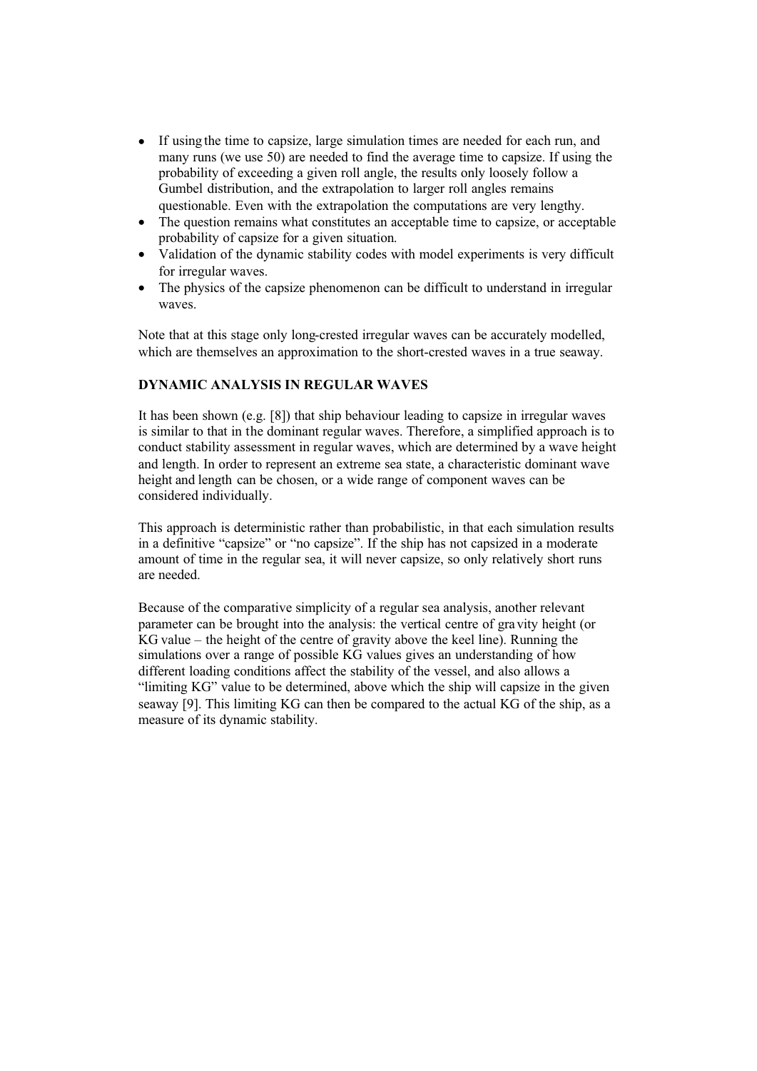- If using the time to capsize, large simulation times are needed for each run, and many runs (we use 50) are needed to find the average time to capsize. If using the probability of exceeding a given roll angle, the results only loosely follow a Gumbel distribution, and the extrapolation to larger roll angles remains questionable. Even with the extrapolation the computations are very lengthy.
- The question remains what constitutes an acceptable time to capsize, or acceptable probability of capsize for a given situation.
- Validation of the dynamic stability codes with model experiments is very difficult for irregular waves.
- The physics of the capsize phenomenon can be difficult to understand in irregular waves.

Note that at this stage only long-crested irregular waves can be accurately modelled, which are themselves an approximation to the short-crested waves in a true seaway.

## DYNAMIC ANALYSIS IN REGULAR WAVES

It has been shown (e.g. [8]) that ship behaviour leading to capsize in irregular waves is similar to that in the dominant regular waves. Therefore, a simplified approach is to conduct stability assessment in regular waves, which are determined by a wave height and length. In order to represent an extreme sea state, a characteristic dominant wave height and length can be chosen, or a wide range of component waves can be considered individually.

This approach is deterministic rather than probabilistic, in that each simulation results in a definitive "capsize" or "no capsize". If the ship has not capsized in a moderate amount of time in the regular sea, it will never capsize, so only relatively short runs are needed.

Because of the comparative simplicity of a regular sea analysis, another relevant parameter can be brought into the analysis: the vertical centre of gravity height (or KG value – the height of the centre of gravity above the keel line). Running the simulations over a range of possible KG values gives an understanding of how different loading conditions affect the stability of the vessel, and also allows a "limiting KG" value to be determined, above which the ship will capsize in the given seaway [9]. This limiting KG can then be compared to the actual KG of the ship, as a measure of its dynamic stability.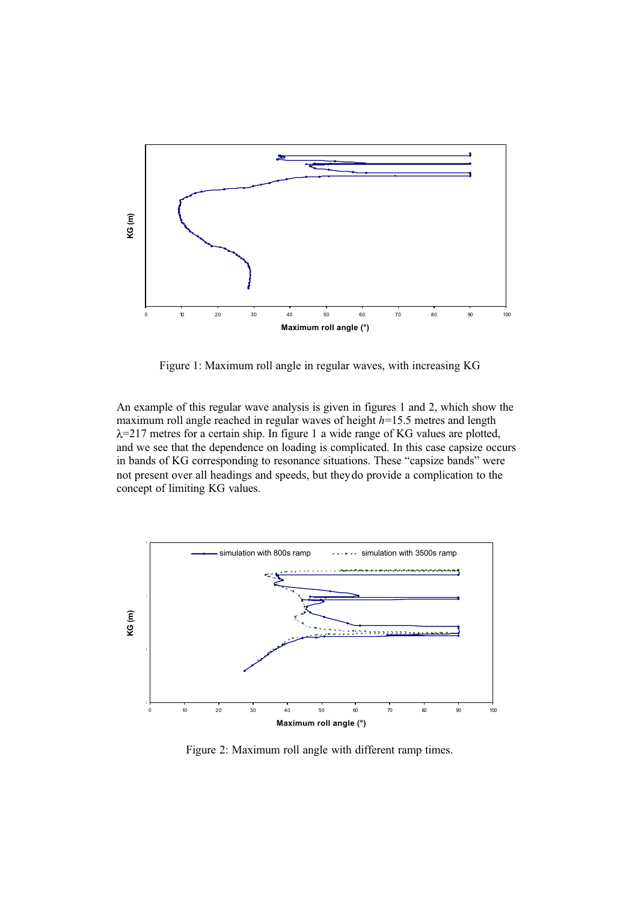Figure 1: Maximum roll angle in regular waves, with increasing KG

An example of this regular wave analysis is given in figures 1 and 2, which show the maximum roll angle reached in regular waves of height $h$=15.5 metres and length $\lambda$=217 metres for a certain ship. In figure 1 a wide range of KG values are plotted, and we see that the dependence on loading is complicated. In this case capsize occurs in bands of KG corresponding to resonance situations. These "capsize bands" were not present over all headings and speeds, but they do provide a complication to the concept of limiting KG values.

Figure 2: Maximum roll angle with different ramp times.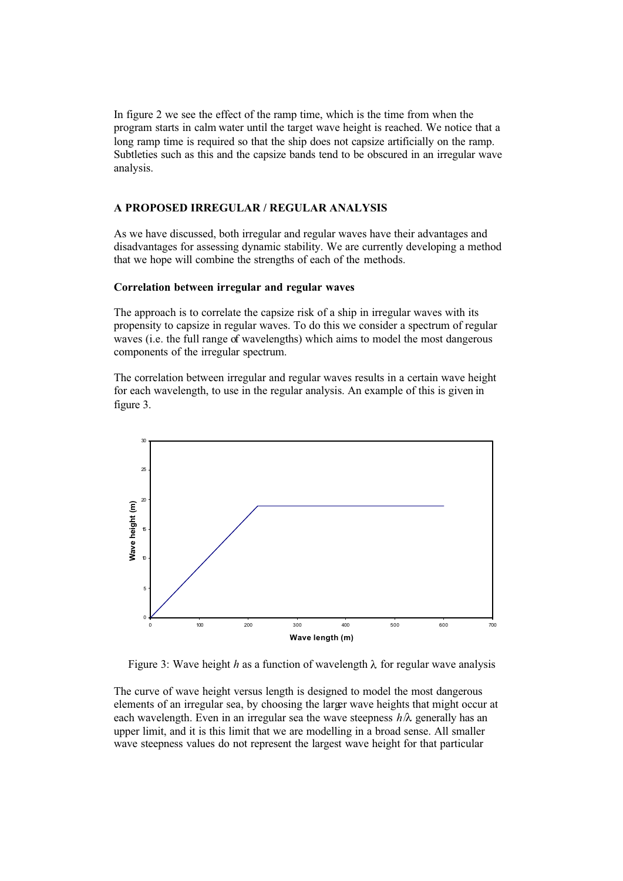In figure 2 we see the effect of the ramp time, which is the time from when the program starts in calm water until the target wave height is reached. We notice that a long ramp time is required so that the ship does not capsize artificially on the ramp. Subtleties such as this and the capsize bands tend to be obscured in an irregular wave analysis.

## A PROPOSED IRREGULAR / REGULAR ANALYSIS

As we have discussed, both irregular and regular waves have their advantages and disadvantages for assessing dynamic stability. We are currently developing a method that we hope will combine the strengths of each of the methods.

### Correlation between irregular and regular waves

The approach is to correlate the capsize risk of a ship in irregular waves with its propensity to capsize in regular waves. To do this we consider a spectrum of regular waves (i.e. the full range of wavelengths) which aims to model the most dangerous components of the irregular spectrum.

The correlation between irregular and regular waves results in a certain wave height for each wavelength, to use in the regular analysis. An example of this is given in figure 3.

Figure 3: Wave height $h$ as a function of wavelength $\lambda$ for regular wave analysis

The curve of wave height versus length is designed to model the most dangerous elements of an irregular sea, by choosing the larger wave heights that might occur at each wavelength. Even in an irregular sea the wave steepness $h/\lambda$ generally has an upper limit, and it is this limit that we are modelling in a broad sense. All smaller wave steepness values do not represent the largest wave height for that particular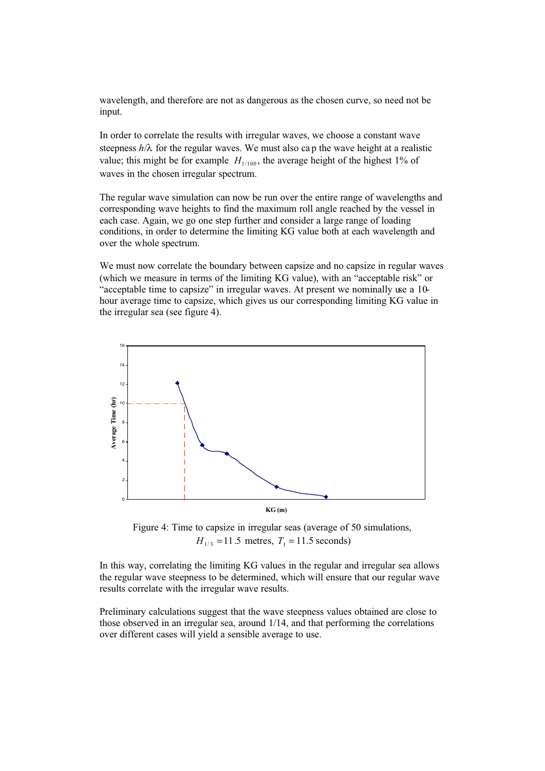wavelength, and therefore are not as dangerous as the chosen curve, so need not be input.

In order to correlate the results with irregular waves, we choose a constant wave steepness $h/\lambda$ for the regular waves. We must also cap the wave height at a realistic value; this might be for example $H_{1/100}$, the average height of the highest 1% of waves in the chosen irregular spectrum.

The regular wave simulation can now be run over the entire range of wavelengths and corresponding wave heights to find the maximum roll angle reached by the vessel in each case. Again, we go one step further and consider a large range of loading conditions, in order to determine the limiting KG value both at each wavelength and over the whole spectrum.

We must now correlate the boundary between capsize and no capsize in regular waves (which we measure in terms of the limiting KG value), with an "acceptable risk" or "acceptable time to capsize" in irregular waves. At present we nominally use a 10-hour average time to capsize, which gives us our corresponding limiting KG value in the irregular sea (see figure 4).

Figure 4: Time to capsize in irregular seas (average of 50 simulations, $H_{1/3} = 11.5$ metres, $T_1 = 11.5$ seconds)

In this way, correlating the limiting KG values in the regular and irregular sea allows the regular wave steepness to be determined, which will ensure that our regular wave results correlate with the irregular wave results.

Preliminary calculations suggest that the wave steepness values obtained are close to those observed in an irregular sea, around 1/14, and that performing the correlations over different cases will yield a sensible average to use.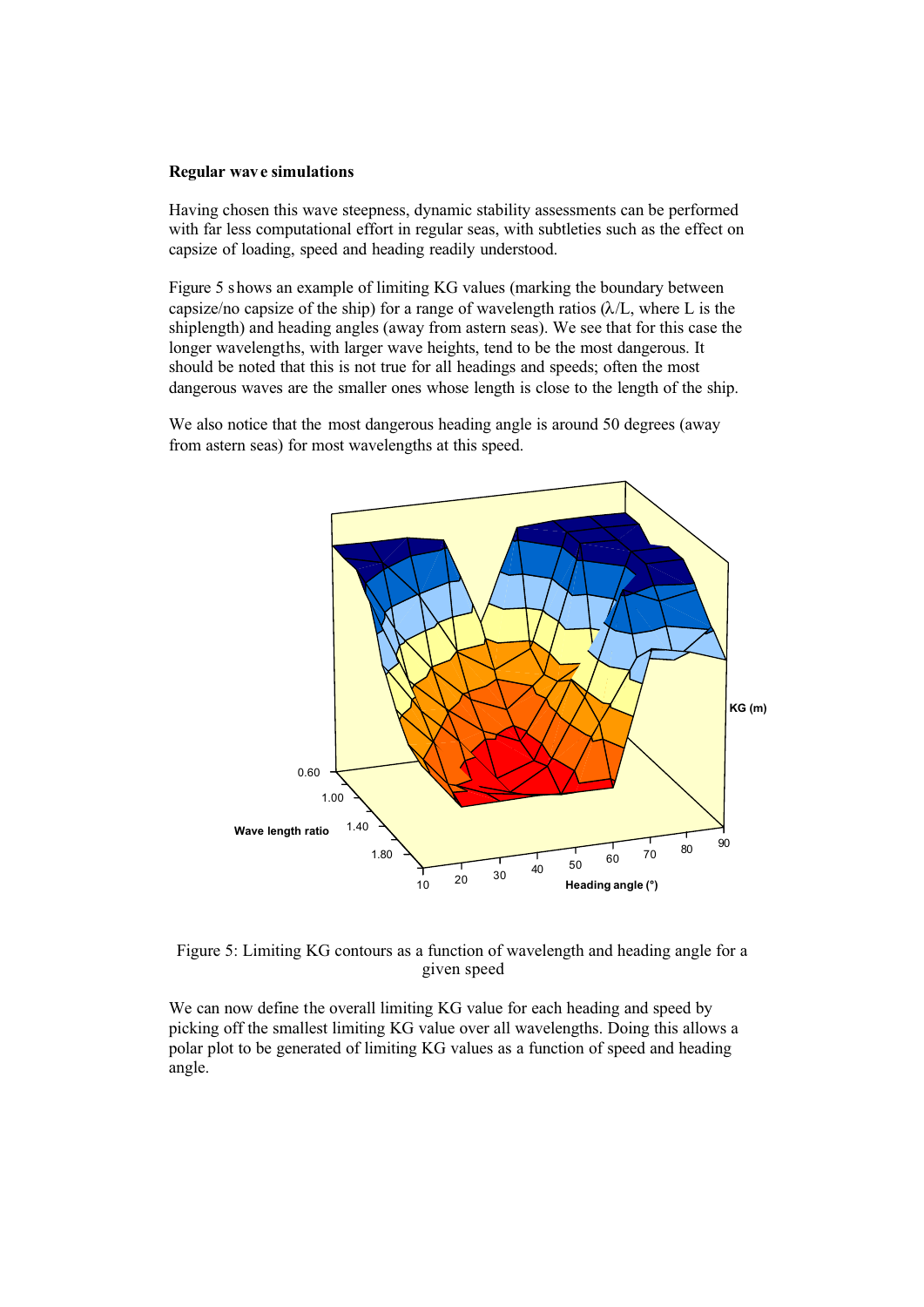**Regular wave simulations**

Having chosen this wave steepness, dynamic stability assessments can be performed with far less computational effort in regular seas, with subtleties such as the effect on capsize of loading, speed and heading readily understood.

Figure 5 shows an example of limiting KG values (marking the boundary between capsize/no capsize of the ship) for a range of wavelength ratios ($\lambda/L$, where L is the shiplength) and heading angles (away from astern seas). We see that for this case the longer wavelengths, with larger wave heights, tend to be the most dangerous. It should be noted that this is not true for all headings and speeds; often the most dangerous waves are the smaller ones whose length is close to the length of the ship.

We also notice that the most dangerous heading angle is around 50 degrees (away from astern seas) for most wavelengths at this speed.

Figure 5: Limiting KG contours as a function of wavelength and heading angle for a given speed

We can now define the overall limiting KG value for each heading and speed by picking off the smallest limiting KG value over all wavelengths. Doing this allows a polar plot to be generated of limiting KG values as a function of speed and heading angle.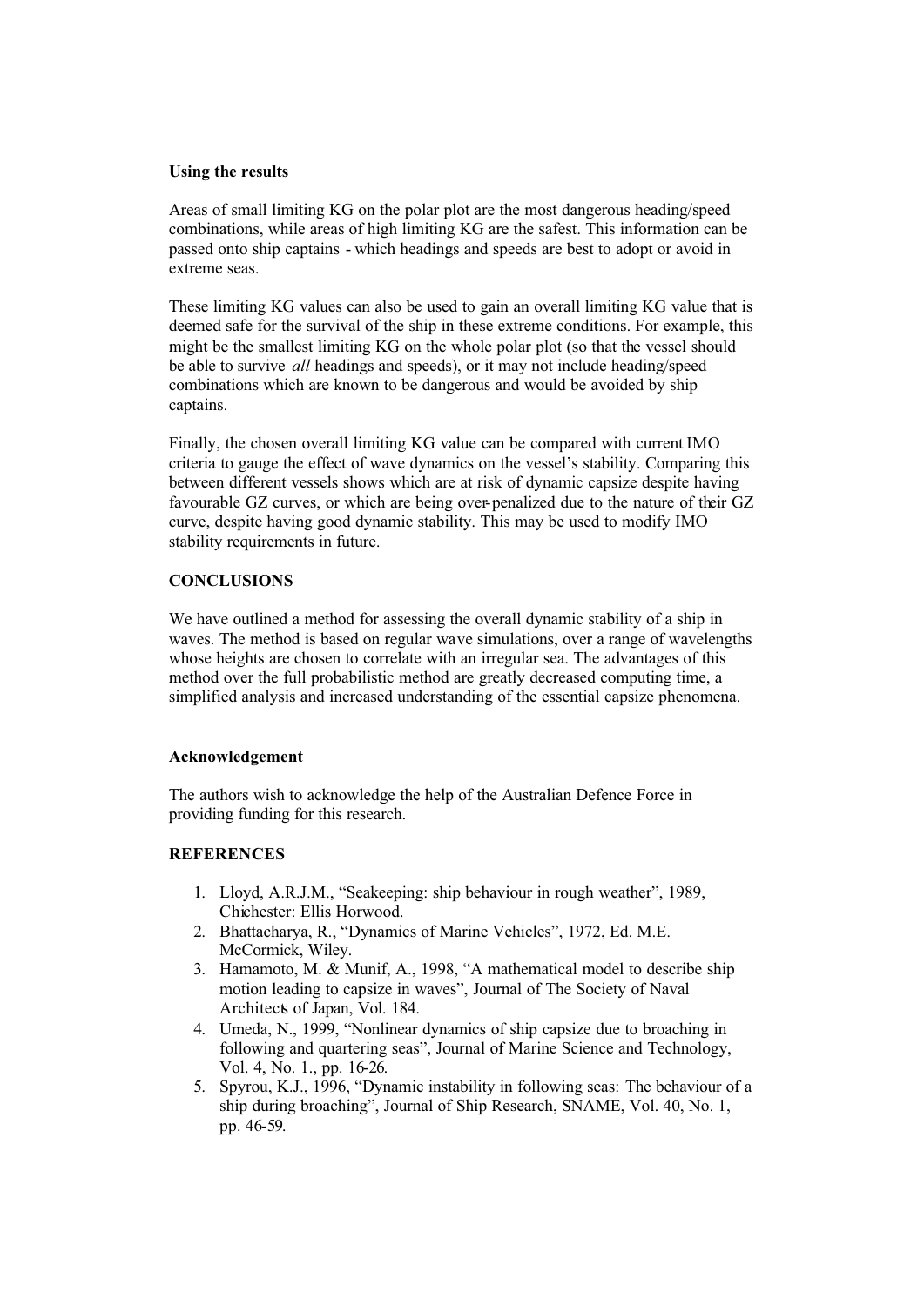**Using the results**

Areas of small limiting KG on the polar plot are the most dangerous heading/speed combinations, while areas of high limiting KG are the safest. This information can be passed onto ship captains - which headings and speeds are best to adopt or avoid in extreme seas.

These limiting KG values can also be used to gain an overall limiting KG value that is deemed safe for the survival of the ship in these extreme conditions. For example, this might be the smallest limiting KG on the whole polar plot (so that the vessel should be able to survive *all* headings and speeds), or it may not include heading/speed combinations which are known to be dangerous and would be avoided by ship captains.

Finally, the chosen overall limiting KG value can be compared with current IMO criteria to gauge the effect of wave dynamics on the vessel's stability. Comparing this between different vessels shows which are at risk of dynamic capsize despite having favourable GZ curves, or which are being over-penalized due to the nature of their GZ curve, despite having good dynamic stability. This may be used to modify IMO stability requirements in future.

## CONCLUSIONS

We have outlined a method for assessing the overall dynamic stability of a ship in waves. The method is based on regular wave simulations, over a range of wavelengths whose heights are chosen to correlate with an irregular sea. The advantages of this method over the full probabilistic method are greatly decreased computing time, a simplified analysis and increased understanding of the essential capsize phenomena.

**Acknowledgement**

The authors wish to acknowledge the help of the Australian Defence Force in providing funding for this research.

## REFERENCES

1. Lloyd, A.R.J.M., "Seakeeping: ship behaviour in rough weather", 1989, Chichester: Ellis Horwood.
2. Bhattacharya, R., "Dynamics of Marine Vehicles", 1972, Ed. M.E. McCormick, Wiley.
3. Hamamoto, M. & Munif, A., 1998, "A mathematical model to describe ship motion leading to capsize in waves", Journal of The Society of Naval Architects of Japan, Vol. 184.
4. Umeda, N., 1999, "Nonlinear dynamics of ship capsize due to broaching in following and quartering seas", Journal of Marine Science and Technology, Vol. 4, No. 1., pp. 16-26.
5. Spyrou, K.J., 1996, "Dynamic instability in following seas: The behaviour of a ship during broaching", Journal of Ship Research, SNAME, Vol. 40, No. 1, pp. 46-59.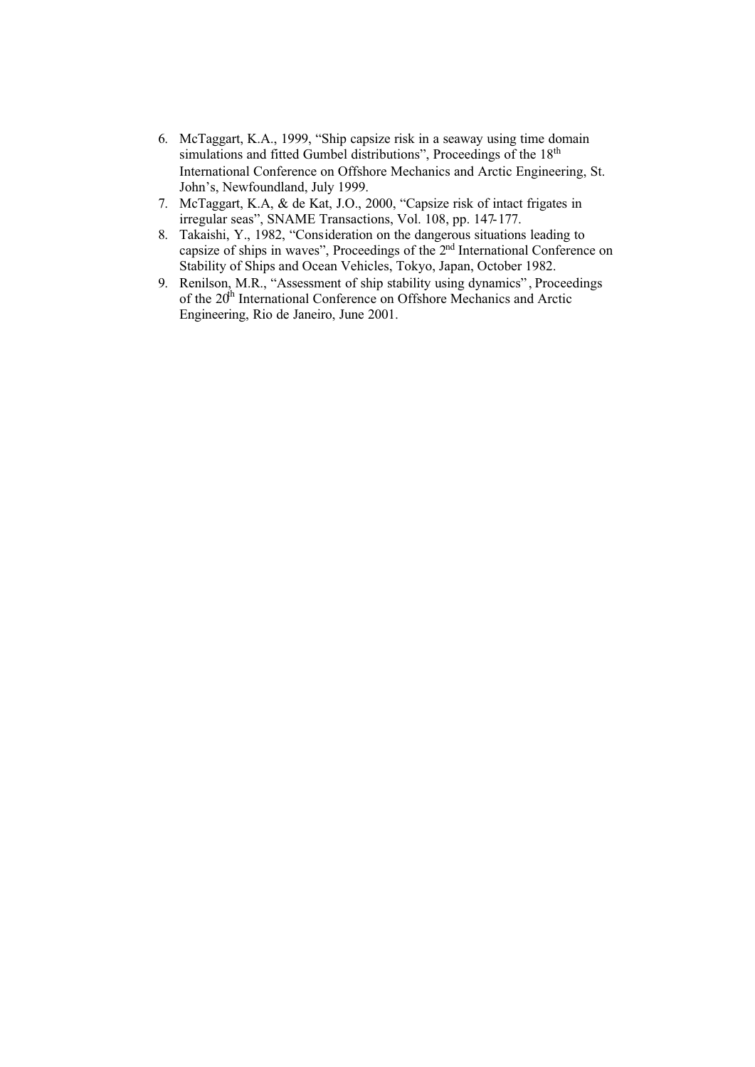6. McTaggart, K.A., 1999, "Ship capsize risk in a seaway using time domain simulations and fitted Gumbel distributions", Proceedings of the 18th International Conference on Offshore Mechanics and Arctic Engineering, St. John's, Newfoundland, July 1999.
7. McTaggart, K.A, & de Kat, J.O., 2000, "Capsize risk of intact frigates in irregular seas", SNAME Transactions, Vol. 108, pp. 147-177.
8. Takaishi, Y., 1982, "Consideration on the dangerous situations leading to capsize of ships in waves", Proceedings of the 2nd International Conference on Stability of Ships and Ocean Vehicles, Tokyo, Japan, October 1982.
9. Renilson, M.R., "Assessment of ship stability using dynamics", Proceedings of the 20th International Conference on Offshore Mechanics and Arctic Engineering, Rio de Janeiro, June 2001.